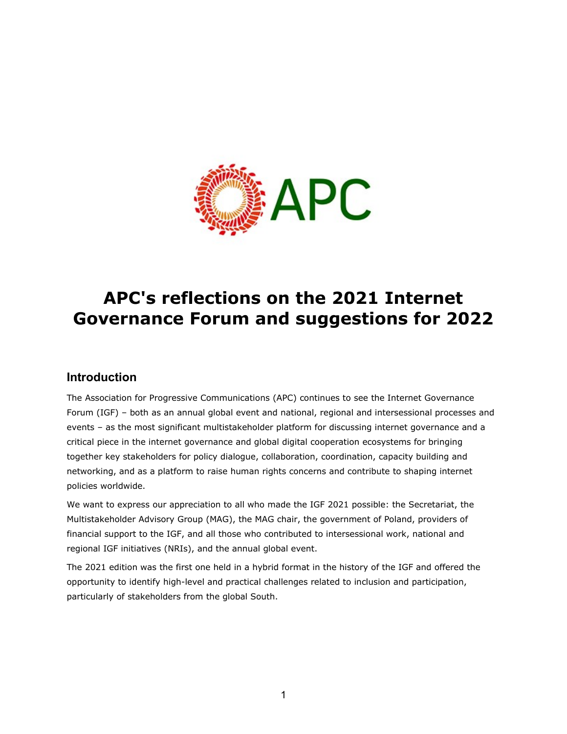# APC's reflections on the 2021 Internet Governance Forum and suggestions for 2022

## Introduction

The Association for Progressive Communications (APC) continues to see the Internet Governance Forum (IGF) – both as an annual global event and national, regional and intersessional processes and events – as the most significant multistakeholder platform for discussing internet governance and a critical piece in the internet governance and global digital cooperation ecosystems for bringing together key stakeholders for policy dialogue, collaboration, coordination, capacity building and networking, and as a platform to raise human rights concerns and contribute to shaping internet policies worldwide.

We want to express our appreciation to all who made the IGF 2021 possible: the Secretariat, the Multistakeholder Advisory Group (MAG), the MAG chair, the government of Poland, providers of financial support to the IGF, and all those who contributed to intersessional work, national and regional IGF initiatives (NRIs), and the annual global event.

The 2021 edition was the first one held in a hybrid format in the history of the IGF and offered the opportunity to identify high-level and practical challenges related to inclusion and participation, particularly of stakeholders from the global South.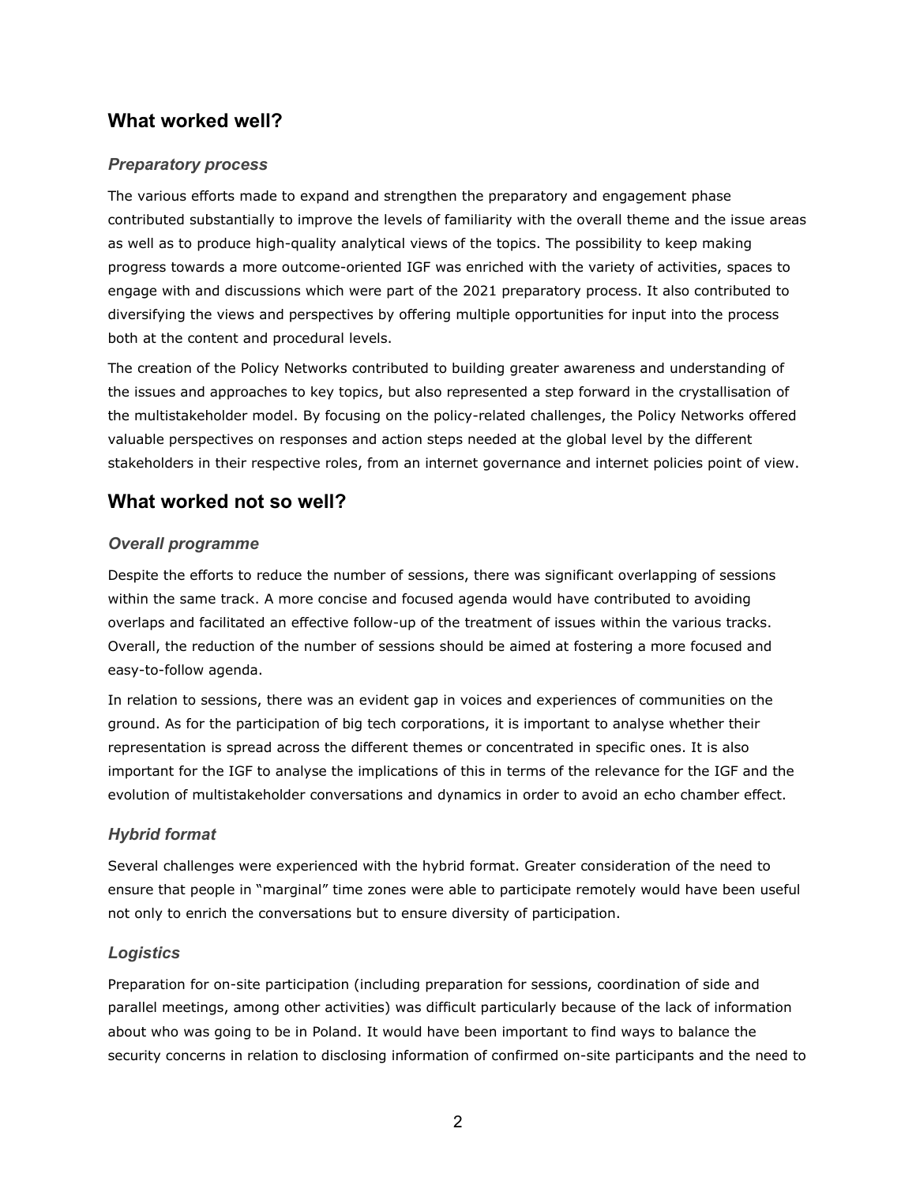## What worked well?

### *Preparatory process*

The various efforts made to expand and strengthen the preparatory and engagement phase contributed substantially to improve the levels of familiarity with the overall theme and the issue areas as well as to produce high-quality analytical views of the topics. The possibility to keep making progress towards a more outcome-oriented IGF was enriched with the variety of activities, spaces to engage with and discussions which were part of the 2021 preparatory process. It also contributed to diversifying the views and perspectives by offering multiple opportunities for input into the process both at the content and procedural levels.

The creation of the Policy Networks contributed to building greater awareness and understanding of the issues and approaches to key topics, but also represented a step forward in the crystallisation of the multistakeholder model. By focusing on the policy-related challenges, the Policy Networks offered valuable perspectives on responses and action steps needed at the global level by the different stakeholders in their respective roles, from an internet governance and internet policies point of view.

## What worked not so well?

### *Overall programme*

Despite the efforts to reduce the number of sessions, there was significant overlapping of sessions within the same track. A more concise and focused agenda would have contributed to avoiding overlaps and facilitated an effective follow-up of the treatment of issues within the various tracks. Overall, the reduction of the number of sessions should be aimed at fostering a more focused and easy-to-follow agenda.

In relation to sessions, there was an evident gap in voices and experiences of communities on the ground. As for the participation of big tech corporations, it is important to analyse whether their representation is spread across the different themes or concentrated in specific ones. It is also important for the IGF to analyse the implications of this in terms of the relevance for the IGF and the evolution of multistakeholder conversations and dynamics in order to avoid an echo chamber effect.

### *Hybrid format*

Several challenges were experienced with the hybrid format. Greater consideration of the need to ensure that people in "marginal" time zones were able to participate remotely would have been useful not only to enrich the conversations but to ensure diversity of participation.

### *Logistics*

Preparation for on-site participation (including preparation for sessions, coordination of side and parallel meetings, among other activities) was difficult particularly because of the lack of information about who was going to be in Poland. It would have been important to find ways to balance the security concerns in relation to disclosing information of confirmed on-site participants and the need to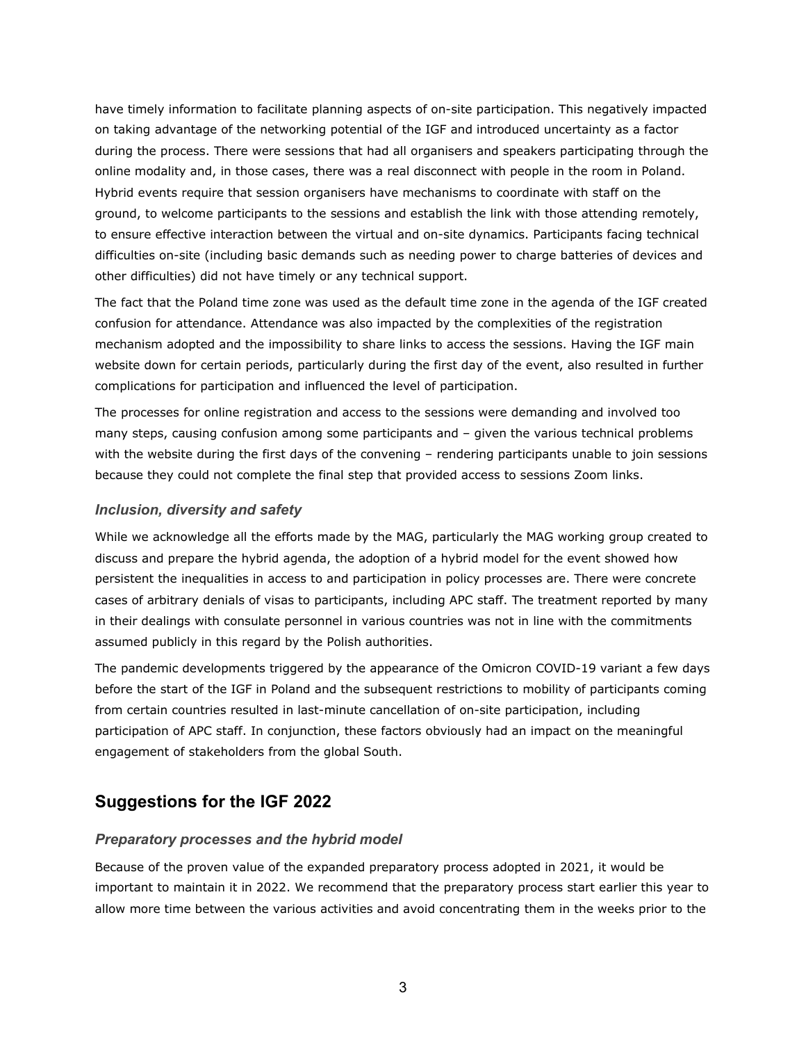have timely information to facilitate planning aspects of on-site participation. This negatively impacted on taking advantage of the networking potential of the IGF and introduced uncertainty as a factor during the process. There were sessions that had all organisers and speakers participating through the online modality and, in those cases, there was a real disconnect with people in the room in Poland. Hybrid events require that session organisers have mechanisms to coordinate with staff on the ground, to welcome participants to the sessions and establish the link with those attending remotely, to ensure effective interaction between the virtual and on-site dynamics. Participants facing technical difficulties on-site (including basic demands such as needing power to charge batteries of devices and other difficulties) did not have timely or any technical support.

The fact that the Poland time zone was used as the default time zone in the agenda of the IGF created confusion for attendance. Attendance was also impacted by the complexities of the registration mechanism adopted and the impossibility to share links to access the sessions. Having the IGF main website down for certain periods, particularly during the first day of the event, also resulted in further complications for participation and influenced the level of participation.

The processes for online registration and access to the sessions were demanding and involved too many steps, causing confusion among some participants and – given the various technical problems with the website during the first days of the convening – rendering participants unable to join sessions because they could not complete the final step that provided access to sessions Zoom links.

### *Inclusion, diversity and safety*

While we acknowledge all the efforts made by the MAG, particularly the MAG working group created to discuss and prepare the hybrid agenda, the adoption of a hybrid model for the event showed how persistent the inequalities in access to and participation in policy processes are. There were concrete cases of arbitrary denials of visas to participants, including APC staff. The treatment reported by many in their dealings with consulate personnel in various countries was not in line with the commitments assumed publicly in this regard by the Polish authorities.

The pandemic developments triggered by the appearance of the Omicron COVID-19 variant a few days before the start of the IGF in Poland and the subsequent restrictions to mobility of participants coming from certain countries resulted in last-minute cancellation of on-site participation, including participation of APC staff. In conjunction, these factors obviously had an impact on the meaningful engagement of stakeholders from the global South.

## Suggestions for the IGF 2022

### *Preparatory processes and the hybrid model*

Because of the proven value of the expanded preparatory process adopted in 2021, it would be important to maintain it in 2022. We recommend that the preparatory process start earlier this year to allow more time between the various activities and avoid concentrating them in the weeks prior to the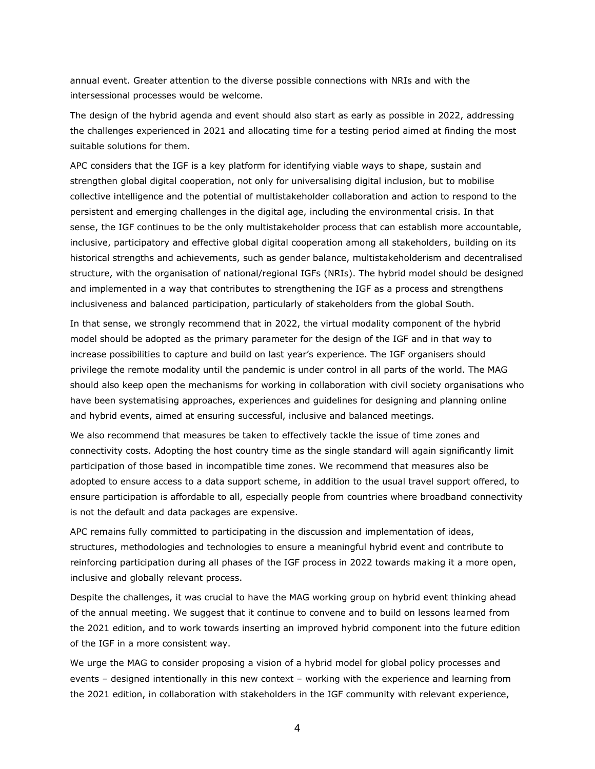annual event. Greater attention to the diverse possible connections with NRIs and with the intersessional processes would be welcome.

The design of the hybrid agenda and event should also start as early as possible in 2022, addressing the challenges experienced in 2021 and allocating time for a testing period aimed at finding the most suitable solutions for them.

APC considers that the IGF is a key platform for identifying viable ways to shape, sustain and strengthen global digital cooperation, not only for universalising digital inclusion, but to mobilise collective intelligence and the potential of multistakeholder collaboration and action to respond to the persistent and emerging challenges in the digital age, including the environmental crisis. In that sense, the IGF continues to be the only multistakeholder process that can establish more accountable, inclusive, participatory and effective global digital cooperation among all stakeholders, building on its historical strengths and achievements, such as gender balance, multistakeholderism and decentralised structure, with the organisation of national/regional IGFs (NRIs). The hybrid model should be designed and implemented in a way that contributes to strengthening the IGF as a process and strengthens inclusiveness and balanced participation, particularly of stakeholders from the global South.

In that sense, we strongly recommend that in 2022, the virtual modality component of the hybrid model should be adopted as the primary parameter for the design of the IGF and in that way to increase possibilities to capture and build on last year's experience. The IGF organisers should privilege the remote modality until the pandemic is under control in all parts of the world. The MAG should also keep open the mechanisms for working in collaboration with civil society organisations who have been systematising approaches, experiences and guidelines for designing and planning online and hybrid events, aimed at ensuring successful, inclusive and balanced meetings.

We also recommend that measures be taken to effectively tackle the issue of time zones and connectivity costs. Adopting the host country time as the single standard will again significantly limit participation of those based in incompatible time zones. We recommend that measures also be adopted to ensure access to a data support scheme, in addition to the usual travel support offered, to ensure participation is affordable to all, especially people from countries where broadband connectivity is not the default and data packages are expensive.

APC remains fully committed to participating in the discussion and implementation of ideas, structures, methodologies and technologies to ensure a meaningful hybrid event and contribute to reinforcing participation during all phases of the IGF process in 2022 towards making it a more open, inclusive and globally relevant process.

Despite the challenges, it was crucial to have the MAG working group on hybrid event thinking ahead of the annual meeting. We suggest that it continue to convene and to build on lessons learned from the 2021 edition, and to work towards inserting an improved hybrid component into the future edition of the IGF in a more consistent way.

We urge the MAG to consider proposing a vision of a hybrid model for global policy processes and events – designed intentionally in this new context – working with the experience and learning from the 2021 edition, in collaboration with stakeholders in the IGF community with relevant experience,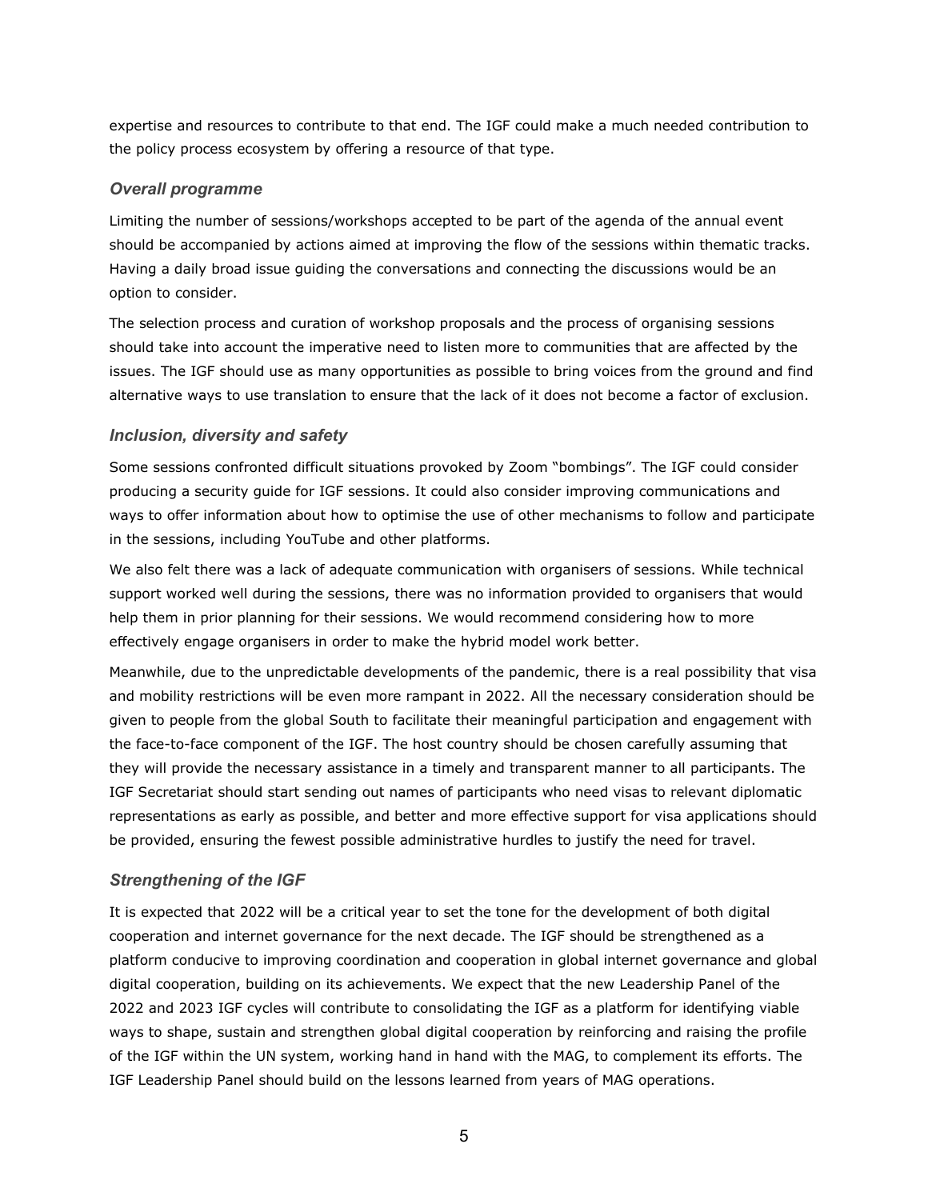expertise and resources to contribute to that end. The IGF could make a much needed contribution to the policy process ecosystem by offering a resource of that type.

### *Overall programme*

Limiting the number of sessions/workshops accepted to be part of the agenda of the annual event should be accompanied by actions aimed at improving the flow of the sessions within thematic tracks. Having a daily broad issue guiding the conversations and connecting the discussions would be an option to consider.

The selection process and curation of workshop proposals and the process of organising sessions should take into account the imperative need to listen more to communities that are affected by the issues. The IGF should use as many opportunities as possible to bring voices from the ground and find alternative ways to use translation to ensure that the lack of it does not become a factor of exclusion.

### *Inclusion, diversity and safety*

Some sessions confronted difficult situations provoked by Zoom "bombings". The IGF could consider producing a security guide for IGF sessions. It could also consider improving communications and ways to offer information about how to optimise the use of other mechanisms to follow and participate in the sessions, including YouTube and other platforms.

We also felt there was a lack of adequate communication with organisers of sessions. While technical support worked well during the sessions, there was no information provided to organisers that would help them in prior planning for their sessions. We would recommend considering how to more effectively engage organisers in order to make the hybrid model work better.

Meanwhile, due to the unpredictable developments of the pandemic, there is a real possibility that visa and mobility restrictions will be even more rampant in 2022. All the necessary consideration should be given to people from the global South to facilitate their meaningful participation and engagement with the face-to-face component of the IGF. The host country should be chosen carefully assuming that they will provide the necessary assistance in a timely and transparent manner to all participants. The IGF Secretariat should start sending out names of participants who need visas to relevant diplomatic representations as early as possible, and better and more effective support for visa applications should be provided, ensuring the fewest possible administrative hurdles to justify the need for travel.

### *Strengthening of the IGF*

It is expected that 2022 will be a critical year to set the tone for the development of both digital cooperation and internet governance for the next decade. The IGF should be strengthened as a platform conducive to improving coordination and cooperation in global internet governance and global digital cooperation, building on its achievements. We expect that the new Leadership Panel of the 2022 and 2023 IGF cycles will contribute to consolidating the IGF as a platform for identifying viable ways to shape, sustain and strengthen global digital cooperation by reinforcing and raising the profile of the IGF within the UN system, working hand in hand with the MAG, to complement its efforts. The IGF Leadership Panel should build on the lessons learned from years of MAG operations.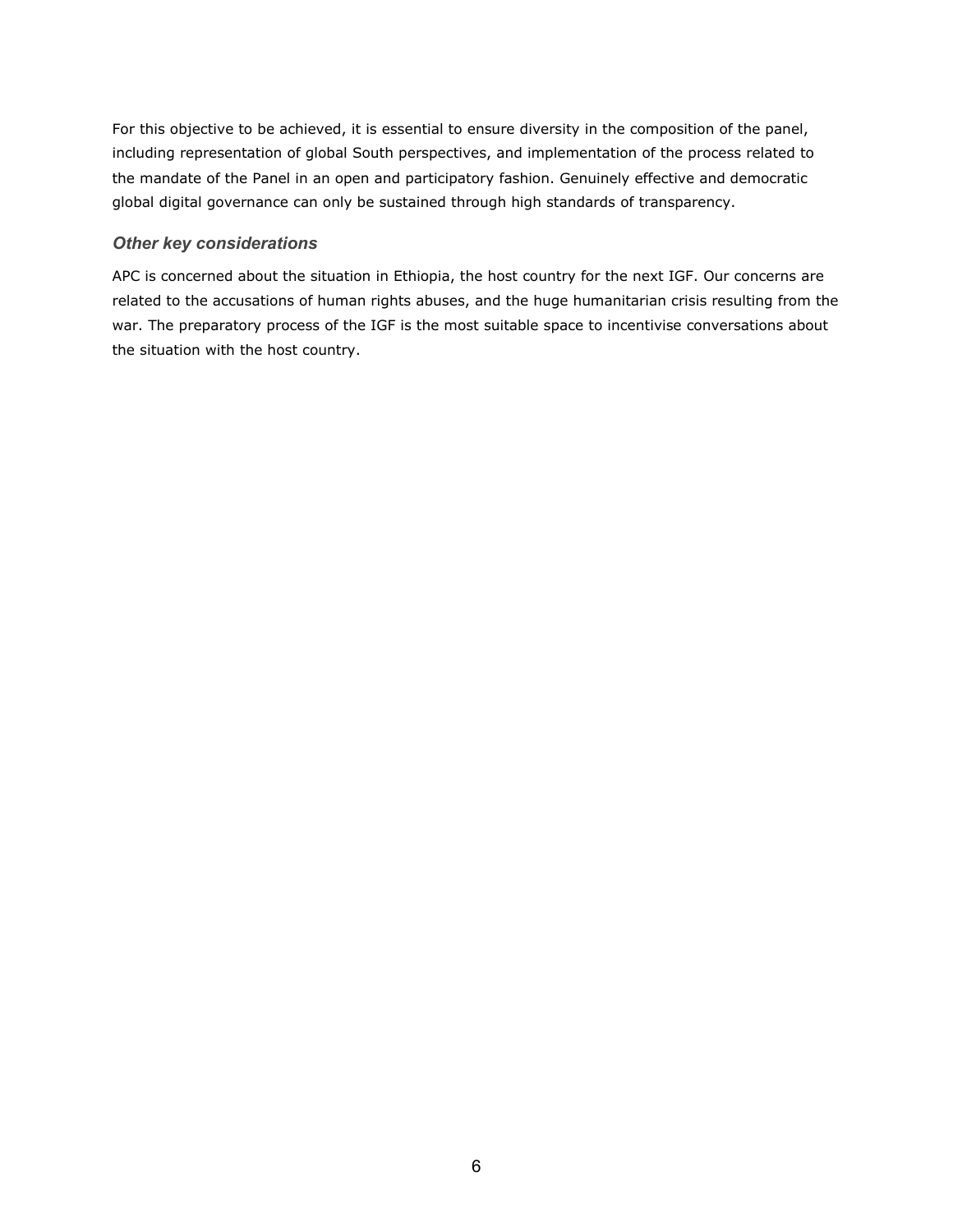For this objective to be achieved, it is essential to ensure diversity in the composition of the panel, including representation of global South perspectives, and implementation of the process related to the mandate of the Panel in an open and participatory fashion. Genuinely effective and democratic global digital governance can only be sustained through high standards of transparency.

### *Other key considerations*

APC is concerned about the situation in Ethiopia, the host country for the next IGF. Our concerns are related to the accusations of human rights abuses, and the huge humanitarian crisis resulting from the war. The preparatory process of the IGF is the most suitable space to incentivise conversations about the situation with the host country.